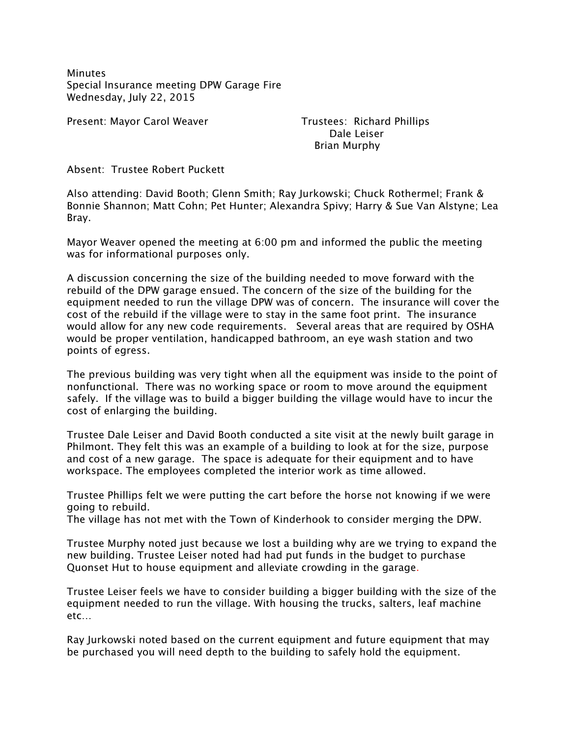Minutes
Special Insurance meeting DPW Garage Fire
Wednesday, July 22, 2015

Present: Mayor Carol Weaver

Trustees: Richard Phillips
Dale Leiser
Brian Murphy

Absent: Trustee Robert Puckett

Also attending: David Booth; Glenn Smith; Ray Jurkowski; Chuck Rothermel; Frank & Bonnie Shannon; Matt Cohn; Pet Hunter; Alexandra Spivy; Harry & Sue Van Alstyne; Lea Bray.

Mayor Weaver opened the meeting at 6:00 pm and informed the public the meeting was for informational purposes only.

A discussion concerning the size of the building needed to move forward with the rebuild of the DPW garage ensued. The concern of the size of the building for the equipment needed to run the village DPW was of concern. The insurance will cover the cost of the rebuild if the village were to stay in the same foot print. The insurance would allow for any new code requirements. Several areas that are required by OSHA would be proper ventilation, handicapped bathroom, an eye wash station and two points of egress.

The previous building was very tight when all the equipment was inside to the point of nonfunctional. There was no working space or room to move around the equipment safely. If the village was to build a bigger building the village would have to incur the cost of enlarging the building.

Trustee Dale Leiser and David Booth conducted a site visit at the newly built garage in Philmont. They felt this was an example of a building to look at for the size, purpose and cost of a new garage. The space is adequate for their equipment and to have workspace. The employees completed the interior work as time allowed.

Trustee Phillips felt we were putting the cart before the horse not knowing if we were going to rebuild.
The village has not met with the Town of Kinderhook to consider merging the DPW.

Trustee Murphy noted just because we lost a building why are we trying to expand the new building. Trustee Leiser noted had had put funds in the budget to purchase Quonset Hut to house equipment and alleviate crowding in the garage.

Trustee Leiser feels we have to consider building a bigger building with the size of the equipment needed to run the village. With housing the trucks, salters, leaf machine etc…

Ray Jurkowski noted based on the current equipment and future equipment that may be purchased you will need depth to the building to safely hold the equipment.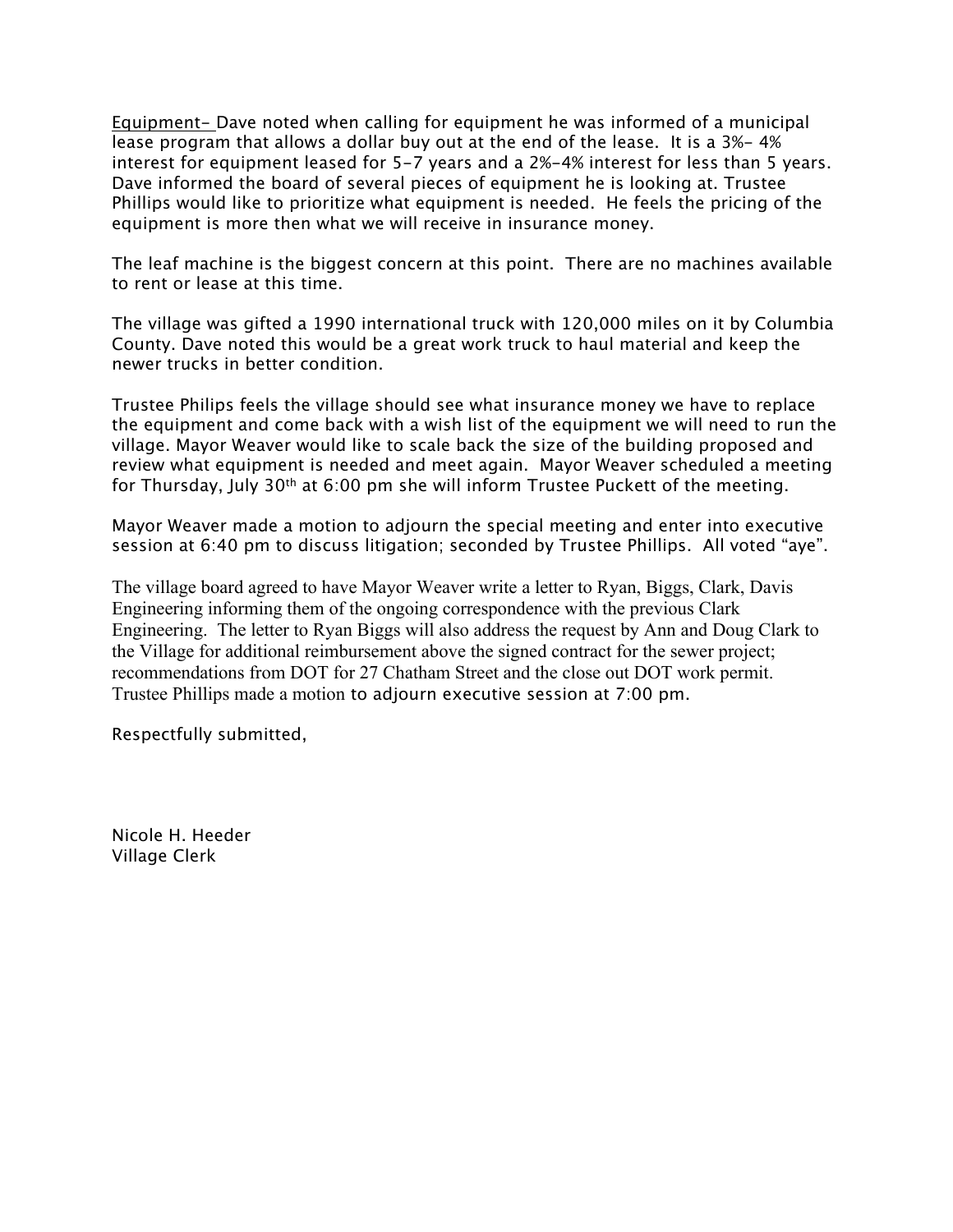Equipment- Dave noted when calling for equipment he was informed of a municipal lease program that allows a dollar buy out at the end of the lease. It is a 3%- 4% interest for equipment leased for 5-7 years and a 2%-4% interest for less than 5 years. Dave informed the board of several pieces of equipment he is looking at. Trustee Phillips would like to prioritize what equipment is needed. He feels the pricing of the equipment is more then what we will receive in insurance money.

The leaf machine is the biggest concern at this point. There are no machines available to rent or lease at this time.

The village was gifted a 1990 international truck with 120,000 miles on it by Columbia County. Dave noted this would be a great work truck to haul material and keep the newer trucks in better condition.

Trustee Philips feels the village should see what insurance money we have to replace the equipment and come back with a wish list of the equipment we will need to run the village. Mayor Weaver would like to scale back the size of the building proposed and review what equipment is needed and meet again. Mayor Weaver scheduled a meeting for Thursday, July 30th at 6:00 pm she will inform Trustee Puckett of the meeting.

Mayor Weaver made a motion to adjourn the special meeting and enter into executive session at 6:40 pm to discuss litigation; seconded by Trustee Phillips. All voted "aye".

The village board agreed to have Mayor Weaver write a letter to Ryan, Biggs, Clark, Davis Engineering informing them of the ongoing correspondence with the previous Clark Engineering. The letter to Ryan Biggs will also address the request by Ann and Doug Clark to the Village for additional reimbursement above the signed contract for the sewer project; recommendations from DOT for 27 Chatham Street and the close out DOT work permit. Trustee Phillips made a motion to adjourn executive session at 7:00 pm.

Respectfully submitted,

Nicole H. Heeder
Village Clerk